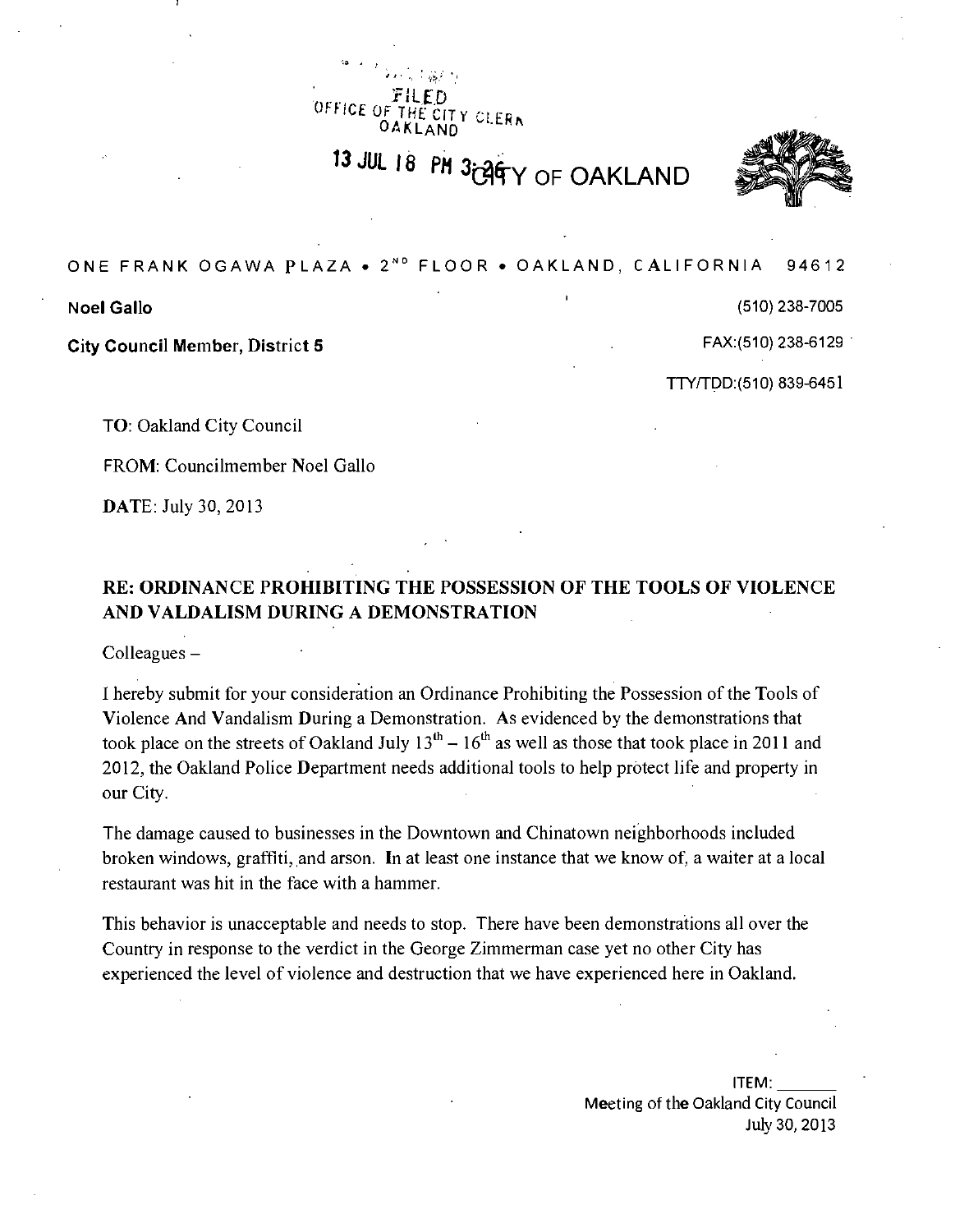FILED
OFFICE OF THE CITY CLERK
OAKLAND

13 JUL 18 PM 3:26

# CITY OF OAKLAND

ONE FRANK OGAWA PLAZA • 2[ND] FLOOR • OAKLAND, CALIFORNIA 94612

**Noel Gallo** (510) 238-7005

**City Council Member, District 5** FAX:(510) 238-6129

TTY/TDD:(510) 839-6451

**TO**: Oakland City Council

**FROM**: Councilmember Noel Gallo

**DATE**: July 30, 2013

## RE: ORDINANCE PROHIBITING THE POSSESSION OF THE TOOLS OF VIOLENCE AND VALDALISM DURING A DEMONSTRATION

Colleagues –

I hereby submit for your consideration an Ordinance Prohibiting the Possession of the Tools of Violence And Vandalism During a Demonstration. As evidenced by the demonstrations that took place on the streets of Oakland July 13th – 16th as well as those that took place in 2011 and 2012, the Oakland Police Department needs additional tools to help protect life and property in our City.

The damage caused to businesses in the Downtown and Chinatown neighborhoods included broken windows, graffiti, and arson. In at least one instance that we know of, a waiter at a local restaurant was hit in the face with a hammer.

This behavior is unacceptable and needs to stop. There have been demonstrations all over the Country in response to the verdict in the George Zimmerman case yet no other City has experienced the level of violence and destruction that we have experienced here in Oakland.

ITEM: ______
Meeting of the Oakland City Council
July 30, 2013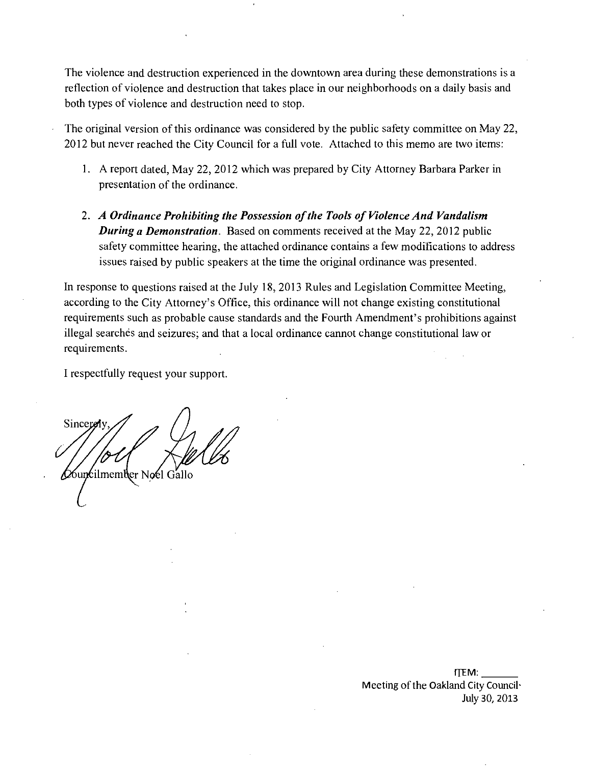The violence and destruction experienced in the downtown area during these demonstrations is a reflection of violence and destruction that takes place in our neighborhoods on a daily basis and both types of violence and destruction need to stop.

The original version of this ordinance was considered by the public safety committee on May 22, 2012 but never reached the City Council for a full vote. Attached to this memo are two items:

1. A report dated, May 22, 2012 which was prepared by City Attorney Barbara Parker in presentation of the ordinance.

2. ***A Ordinance Prohibiting the Possession of the Tools of Violence And Vandalism During a Demonstration.*** Based on comments received at the May 22, 2012 public safety committee hearing, the attached ordinance contains a few modifications to address issues raised by public speakers at the time the original ordinance was presented.

In response to questions raised at the July 18, 2013 Rules and Legislation Committee Meeting, according to the City Attorney's Office, this ordinance will not change existing constitutional requirements such as probable cause standards and the Fourth Amendment's prohibitions against illegal searches and seizures; and that a local ordinance cannot change constitutional law or requirements.

I respectfully request your support.

Sincerely,

Councilmember Noel Gallo

ITEM: ______
Meeting of the Oakland City Council
July 30, 2013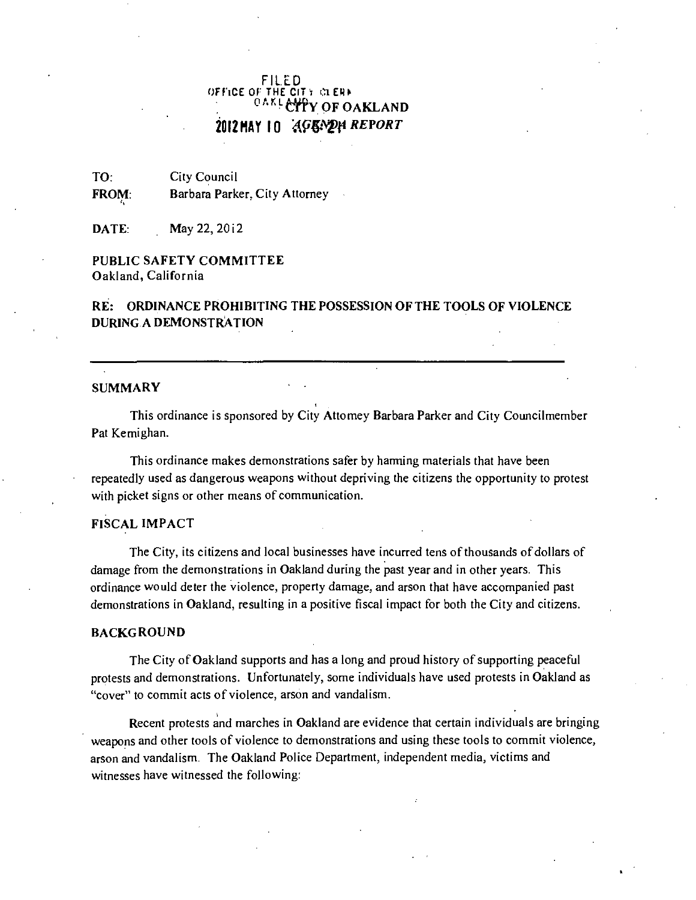FILED
OFFICE OF THE CITY CLERK
OAKLAND
CITY OF OAKLAND
2012 MAY 10 AGENDA REPORT

TO: City Council
FROM: Barbara Parker, City Attorney

DATE: May 22, 2012

PUBLIC SAFETY COMMITTEE
Oakland, California

**RE: ORDINANCE PROHIBITING THE POSSESSION OF THE TOOLS OF VIOLENCE DURING A DEMONSTRATION**

---

## SUMMARY

This ordinance is sponsored by City Attomey Barbara Parker and City Councilmember Pat Kemighan.

This ordinance makes demonstrations safer by haming materials that have been repeatedly used as dangerous weapons without depriving the citizens the opportunity to protest with picket signs or other means of communication.

## FISCAL IMPACT

The City, its citizens and local businesses have incurred tens of thousands of dollars of damage from the demonstrations in Oakland during the past year and in other years. This ordinance would deter the violence, property damage, and arson that have accompanied past demonstrations in Oakland, resulting in a positive fiscal impact for both the City and citizens.

## BACKGROUND

The City of Oakland supports and has a long and proud history of supporting peaceful protests and demonstrations. Unfortunately, some individuals have used protests in Oakland as "cover" to commit acts of violence, arson and vandalism.

Recent protests and marches in Oakland are evidence that certain individuals are bringing weapons and other tools of violence to demonstrations and using these tools to commit violence, arson and vandalism. The Oakland Police Department, independent media, victims and witnesses have witnessed the following: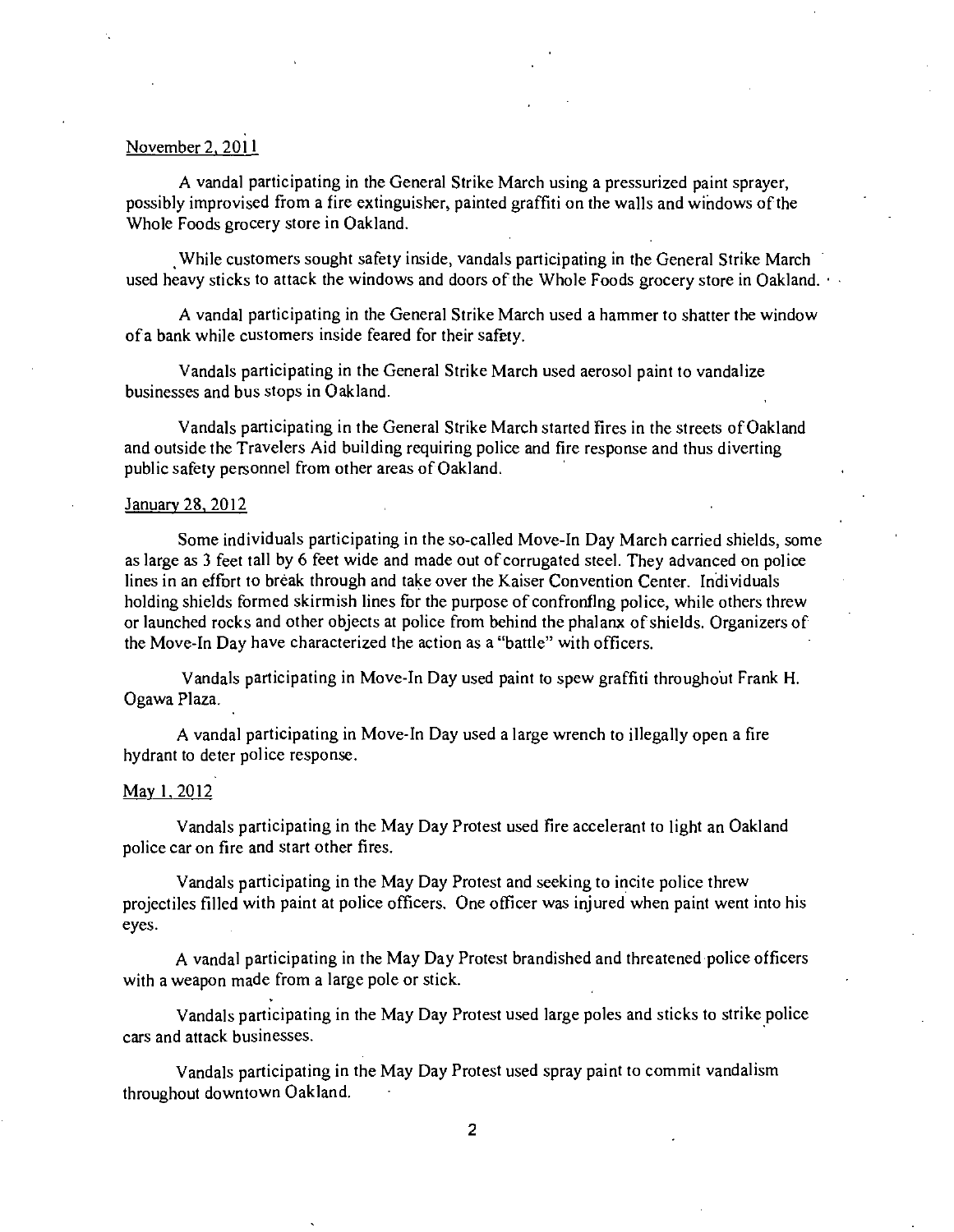November 2, 2011

A vandal participating in the General Strike March using a pressurized paint sprayer, possibly improvised from a fire extinguisher, painted graffiti on the walls and windows of the Whole Foods grocery store in Oakland.

While customers sought safety inside, vandals participating in the General Strike March used heavy sticks to attack the windows and doors of the Whole Foods grocery store in Oakland.

A vandal participating in the General Strike March used a hammer to shatter the window of a bank while customers inside feared for their safety.

Vandals participating in the General Strike March used aerosol paint to vandalize businesses and bus stops in Oakland.

Vandals participating in the General Strike March started fires in the streets of Oakland and outside the Travelers Aid building requiring police and fire response and thus diverting public safety personnel from other areas of Oakland.

January 28, 2012

Some individuals participating in the so-called Move-In Day March carried shields, some as large as 3 feet tall by 6 feet wide and made out of corrugated steel. They advanced on police lines in an effort to break through and take over the Kaiser Convention Center. Individuals holding shields formed skirmish lines for the purpose of confronting police, while others threw or launched rocks and other objects at police from behind the phalanx of shields. Organizers of the Move-In Day have characterized the action as a "battle" with officers.

Vandals participating in Move-In Day used paint to spew graffiti throughout Frank H. Ogawa Plaza.

A vandal participating in Move-In Day used a large wrench to illegally open a fire hydrant to deter police response.

May 1, 2012

Vandals participating in the May Day Protest used fire accelerant to light an Oakland police car on fire and start other fires.

Vandals participating in the May Day Protest and seeking to incite police threw projectiles filled with paint at police officers. One officer was injured when paint went into his eyes.

A vandal participating in the May Day Protest brandished and threatened police officers with a weapon made from a large pole or stick.

Vandals participating in the May Day Protest used large poles and sticks to strike police cars and attack businesses.

Vandals participating in the May Day Protest used spray paint to commit vandalism throughout downtown Oakland.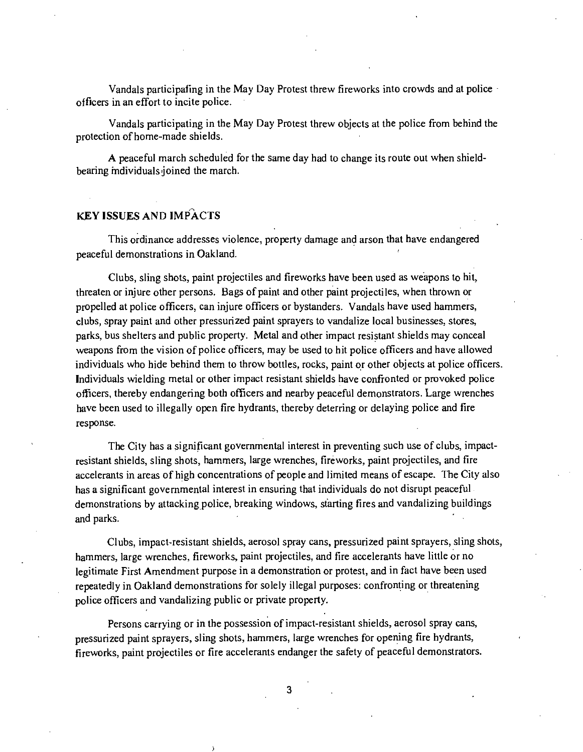Vandals participating in the May Day Protest threw fireworks into crowds and at police officers in an effort to incite police.

Vandals participating in the May Day Protest threw objects at the police from behind the protection of home-made shields.

A peaceful march scheduled for the same day had to change its route out when shield-bearing individuals joined the march.

## KEY ISSUES AND IMPACTS

This ordinance addresses violence, property damage and arson that have endangered peaceful demonstrations in Oakland.

Clubs, sling shots, paint projectiles and fireworks have been used as weapons to hit, threaten or injure other persons. Bags of paint and other paint projectiles, when thrown or propelled at police officers, can injure officers or bystanders. Vandals have used hammers, clubs, spray paint and other pressurized paint sprayers to vandalize local businesses, stores, parks, bus shelters and public property. Metal and other impact resistant shields may conceal weapons from the vision of police officers, may be used to hit police officers and have allowed individuals who hide behind them to throw bottles, rocks, paint or other objects at police officers. Individuals wielding metal or other impact resistant shields have confronted or provoked police officers, thereby endangering both officers and nearby peaceful demonstrators. Large wrenches have been used to illegally open fire hydrants, thereby deterring or delaying police and fire response.

The City has a significant governmental interest in preventing such use of clubs, impact-resistant shields, sling shots, hammers, large wrenches, fireworks, paint projectiles, and fire accelerants in areas of high concentrations of people and limited means of escape. The City also has a significant governmental interest in ensuring that individuals do not disrupt peaceful demonstrations by attacking police, breaking windows, starting fires and vandalizing buildings and parks.

Clubs, impact-resistant shields, aerosol spray cans, pressurized paint sprayers, sling shots, hammers, large wrenches, fireworks, paint projectiles, and fire accelerants have little or no legitimate First Amendment purpose in a demonstration or protest, and in fact have been used repeatedly in Oakland demonstrations for solely illegal purposes: confronting or threatening police officers and vandalizing public or private property.

Persons carrying or in the possession of impact-resistant shields, aerosol spray cans, pressurized paint sprayers, sling shots, hammers, large wrenches for opening fire hydrants, fireworks, paint projectiles or fire accelerants endanger the safety of peaceful demonstrators.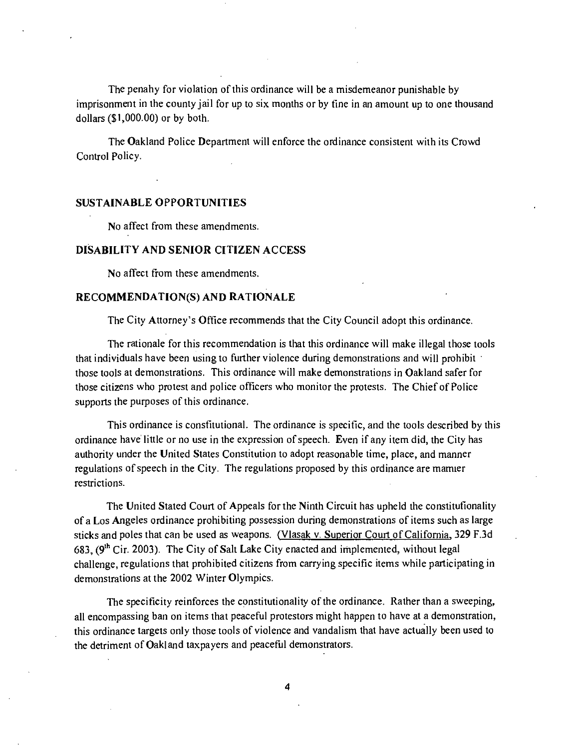The penahy for violation of this ordinance will be a misdemeanor punishable by imprisonment in the county jail for up to six months or by fine in an amount up to one thousand dollars ($1,000.00) or by both.

The Oakland Police Department will enforce the ordinance consistent with its Crowd Control Policy.

## SUSTAINABLE OPPORTUNITIES

No affect from these amendments.

## DISABILITY AND SENIOR CITIZEN ACCESS

No affect from these amendments.

## RECOMMENDATION(S) AND RATIONALE

The City Attorney's Office recommends that the City Council adopt this ordinance.

The rationale for this recommendation is that this ordinance will make illegal those tools that individuals have been using to further violence during demonstrations and will prohibit those tools at demonstrations. This ordinance will make demonstrations in Oakland safer for those citizens who protest and police officers who monitor the protests. The Chief of Police supports the purposes of this ordinance.

This ordinance is constitutional. The ordinance is specific, and the tools described by this ordinance have little or no use in the expression of speech. Even if any item did, the City has authority under the United States Constitution to adopt reasonable time, place, and manner regulations of speech in the City. The regulations proposed by this ordinance are mamier restrictions.

The United Stated Court of Appeals for the Ninth Circuit has upheld the constitutionality of a Los Angeles ordinance prohibiting possession during demonstrations of items such as large sticks and poles that can be used as weapons. (Vlasak v. Superior Court of California, 329 F.3d 683, (9th Cir. 2003). The City of Salt Lake City enacted and implemented, without legal challenge, regulations that prohibited citizens from carrying specific items while participating in demonstrations at the 2002 Winter Olympics.

The specificity reinforces the constitutionality of the ordinance. Rather than a sweeping, all encompassing ban on items that peaceful protestors might happen to have at a demonstration, this ordinance targets only those tools of violence and vandalism that have actually been used to the detriment of Oakland taxpayers and peaceful demonstrators.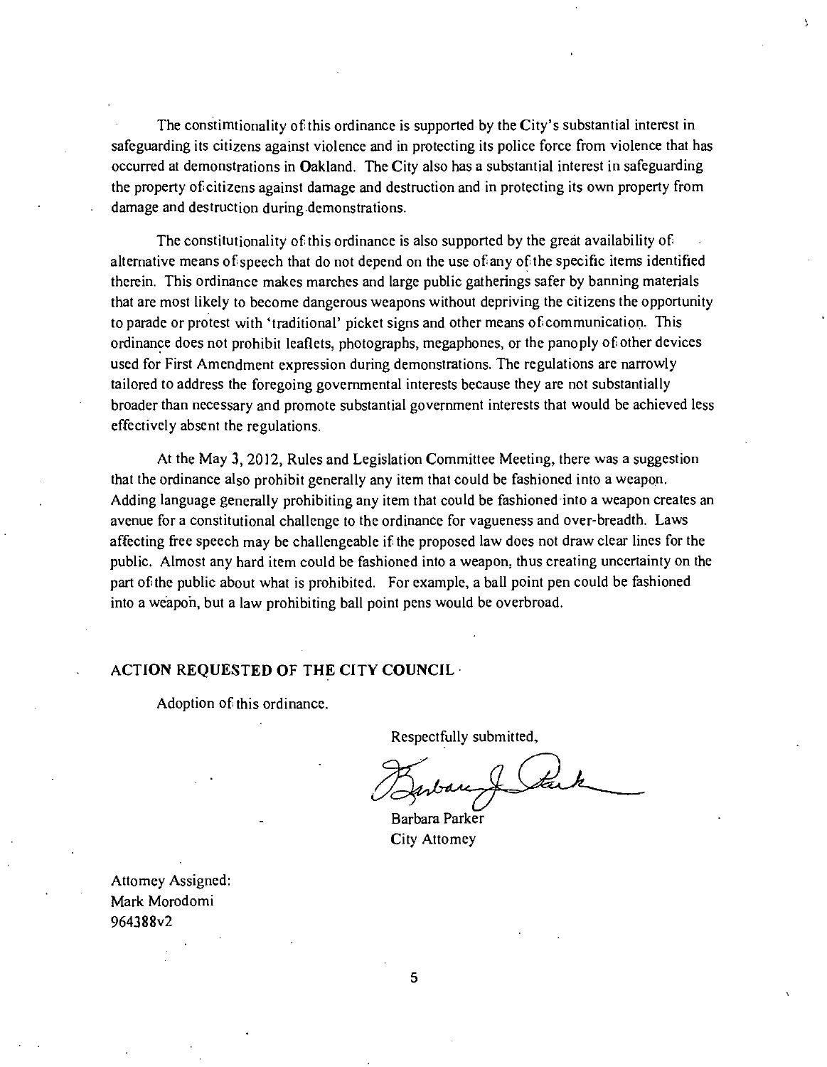The constimtionality of this ordinance is supported by the City's substantial interest in safeguarding its citizens against violence and in protecting its police force from violence that has occurred at demonstrations in Oakland. The City also has a substantial interest in safeguarding the property of citizens against damage and destruction and in protecting its own property from damage and destruction during demonstrations.

The constitutionality of this ordinance is also supported by the great availability of alternative means of speech that do not depend on the use of any of the specific items identified therein. This ordinance makes marches and large public gatherings safer by banning materials that are most likely to become dangerous weapons without depriving the citizens the opportunity to parade or protest with 'traditional' picket signs and other means of communication. This ordinance does not prohibit leaflets, photographs, megaphones, or the panoply of other devices used for First Amendment expression during demonstrations. The regulations are narrowly tailored to address the foregoing governmental interests because they are not substantially broader than necessary and promote substantial government interests that would be achieved less effectively absent the regulations.

At the May 3, 2012, Rules and Legislation Committee Meeting, there was a suggestion that the ordinance also prohibit generally any item that could be fashioned into a weapon. Adding language generally prohibiting any item that could be fashioned into a weapon creates an avenue for a constitutional challenge to the ordinance for vagueness and over-breadth. Laws affecting free speech may be challengeable if the proposed law does not draw clear lines for the public. Almost any hard item could be fashioned into a weapon, thus creating uncertainty on the part of the public about what is prohibited. For example, a ball point pen could be fashioned into a weapon, but a law prohibiting ball point pens would be overbroad.

## ACTION REQUESTED OF THE CITY COUNCIL

Adoption of this ordinance.

Respectfully submitted,

Barbara Parker
City Attomey

Attomey Assigned:
Mark Morodomi
964388v2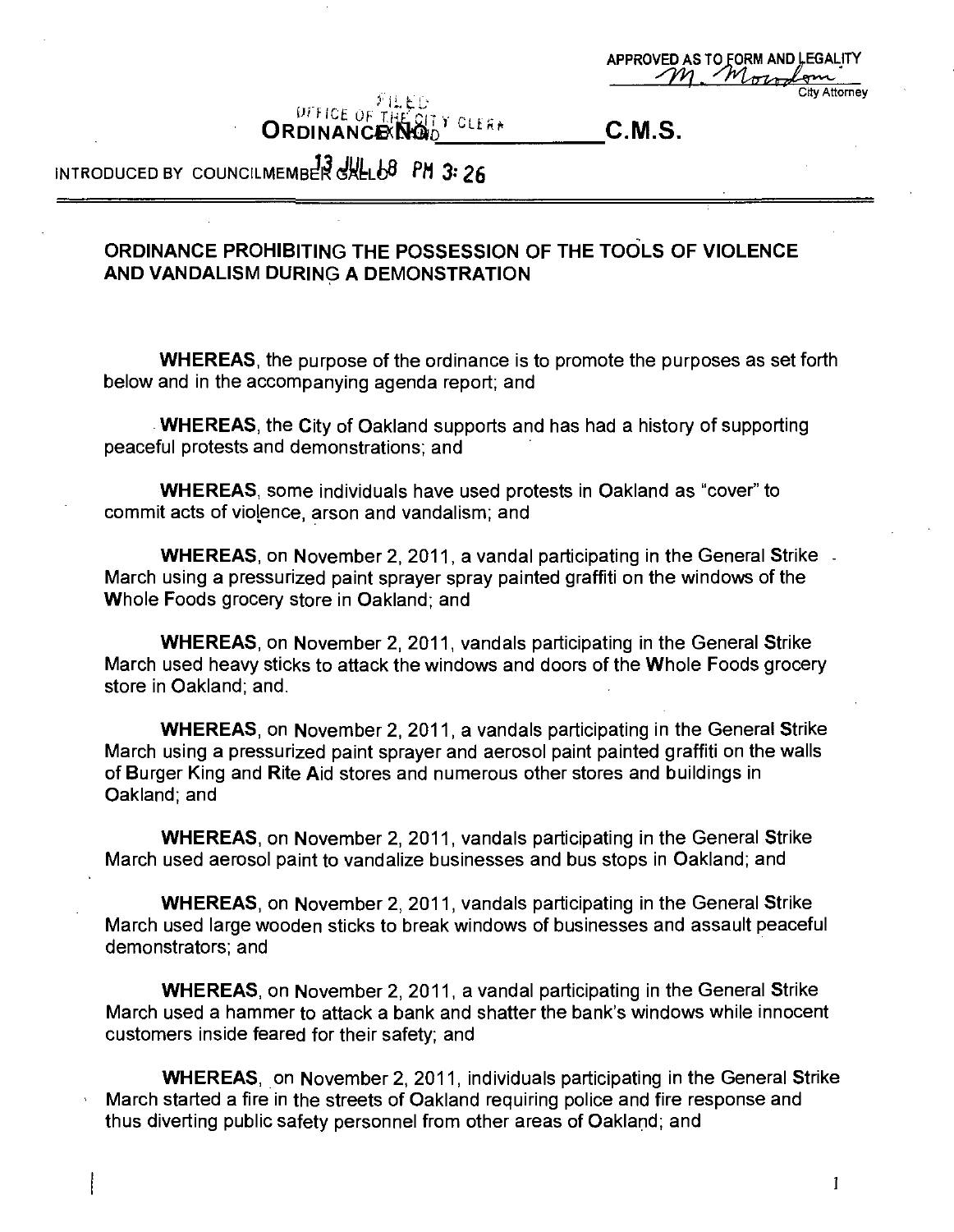APPROVED AS TO FORM AND LEGALITY

City Attorney

FILED
OFFICE OF THE CITY CLERK
OAKLAND

**ORDINANCE NO. \_\_\_\_\_\_\_\_\_\_\_\_\_\_\_\_ C.M.S.**

INTRODUCED BY COUNCILMEMBER GALLO

13 JUL 18 PM 3:26

**ORDINANCE PROHIBITING THE POSSESSION OF THE TOOLS OF VIOLENCE AND VANDALISM DURING A DEMONSTRATION**

**WHEREAS**, the purpose of the ordinance is to promote the purposes as set forth below and in the accompanying agenda report; and

**WHEREAS**, the City of Oakland supports and has had a history of supporting peaceful protests and demonstrations; and

**WHEREAS**, some individuals have used protests in Oakland as "cover" to commit acts of violence, arson and vandalism; and

**WHEREAS**, on November 2, 2011, a vandal participating in the General Strike March using a pressurized paint sprayer spray painted graffiti on the windows of the Whole Foods grocery store in Oakland; and

**WHEREAS**, on November 2, 2011, vandals participating in the General Strike March used heavy sticks to attack the windows and doors of the Whole Foods grocery store in Oakland; and.

**WHEREAS**, on November 2, 2011, a vandals participating in the General Strike March using a pressurized paint sprayer and aerosol paint painted graffiti on the walls of Burger King and Rite Aid stores and numerous other stores and buildings in Oakland; and

**WHEREAS**, on November 2, 2011, vandals participating in the General Strike March used aerosol paint to vandalize businesses and bus stops in Oakland; and

**WHEREAS**, on November 2, 2011, vandals participating in the General Strike March used large wooden sticks to break windows of businesses and assault peaceful demonstrators; and

**WHEREAS**, on November 2, 2011, a vandal participating in the General Strike March used a hammer to attack a bank and shatter the bank's windows while innocent customers inside feared for their safety; and

**WHEREAS**, on November 2, 2011, individuals participating in the General Strike March started a fire in the streets of Oakland requiring police and fire response and thus diverting public safety personnel from other areas of Oakland; and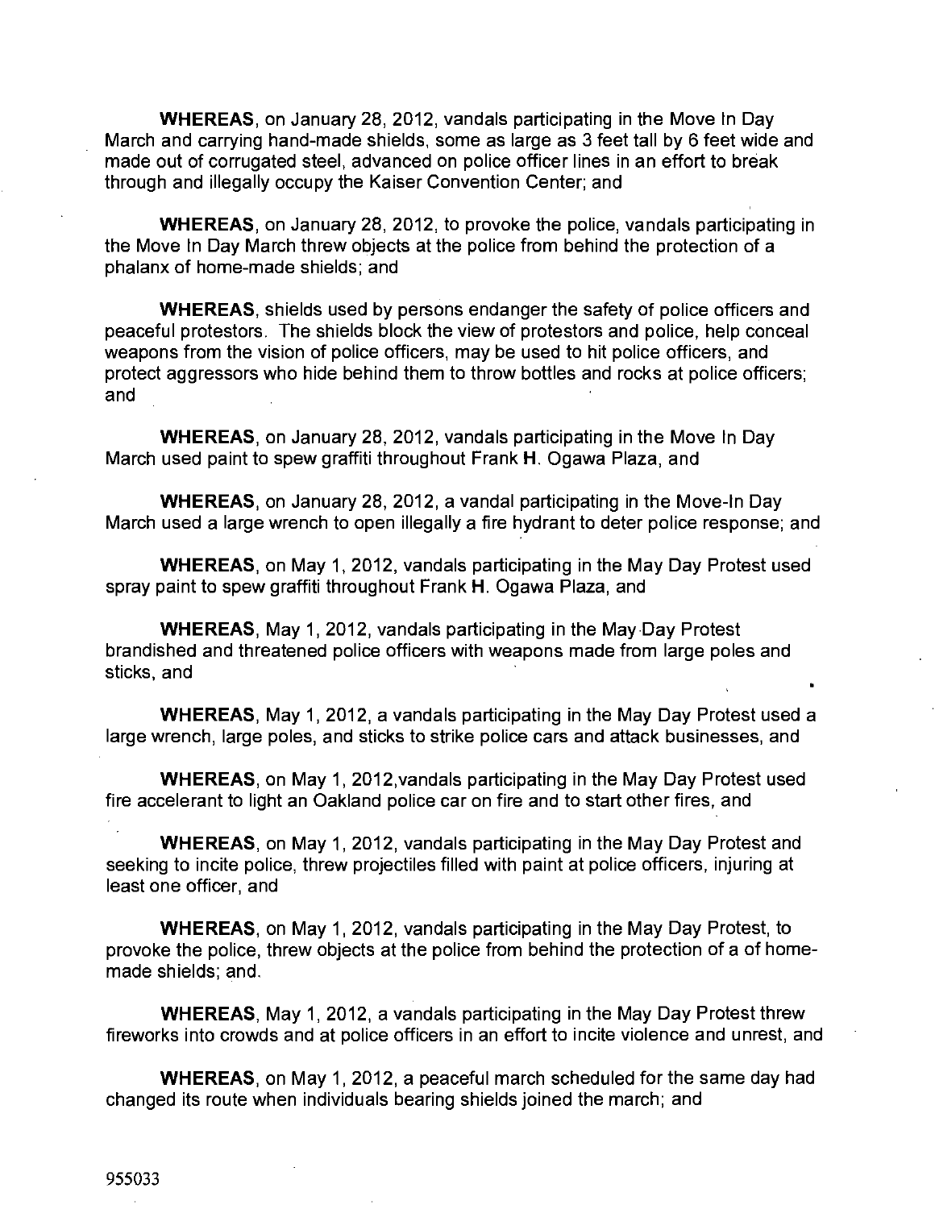**WHEREAS**, on January 28, 2012, vandals participating in the Move In Day March and carrying hand-made shields, some as large as 3 feet tall by 6 feet wide and made out of corrugated steel, advanced on police officer lines in an effort to break through and illegally occupy the Kaiser Convention Center; and

**WHEREAS**, on January 28, 2012, to provoke the police, vandals participating in the Move In Day March threw objects at the police from behind the protection of a phalanx of home-made shields; and

**WHEREAS**, shields used by persons endanger the safety of police officers and peaceful protestors. The shields block the view of protestors and police, help conceal weapons from the vision of police officers, may be used to hit police officers, and protect aggressors who hide behind them to throw bottles and rocks at police officers; and

**WHEREAS**, on January 28, 2012, vandals participating in the Move In Day March used paint to spew graffiti throughout Frank **H**. Ogawa Plaza, and

**WHEREAS**, on January 28, 2012, a vandal participating in the Move-In Day March used a large wrench to open illegally a fire hydrant to deter police response; and

**WHEREAS**, on May 1, 2012, vandals participating in the May Day Protest used spray paint to spew graffiti throughout Frank **H**. Ogawa Plaza, and

**WHEREAS**, May 1, 2012, vandals participating in the May Day Protest brandished and threatened police officers with weapons made from large poles and sticks, and

**WHEREAS**, May 1, 2012, a vandals participating in the May Day Protest used a large wrench, large poles, and sticks to strike police cars and attack businesses, and

**WHEREAS**, on May 1, 2012,vandals participating in the May Day Protest used fire accelerant to light an Oakland police car on fire and to start other fires, and

**WHEREAS**, on May 1, 2012, vandals participating in the May Day Protest and seeking to incite police, threw projectiles filled with paint at police officers, injuring at least one officer, and

**WHEREAS**, on May 1, 2012, vandals participating in the May Day Protest, to provoke the police, threw objects at the police from behind the protection of a of home-made shields; and.

**WHEREAS**, May 1, 2012, a vandals participating in the May Day Protest threw fireworks into crowds and at police officers in an effort to incite violence and unrest, and

**WHEREAS**, on May 1, 2012, a peaceful march scheduled for the same day had changed its route when individuals bearing shields joined the march; and

955033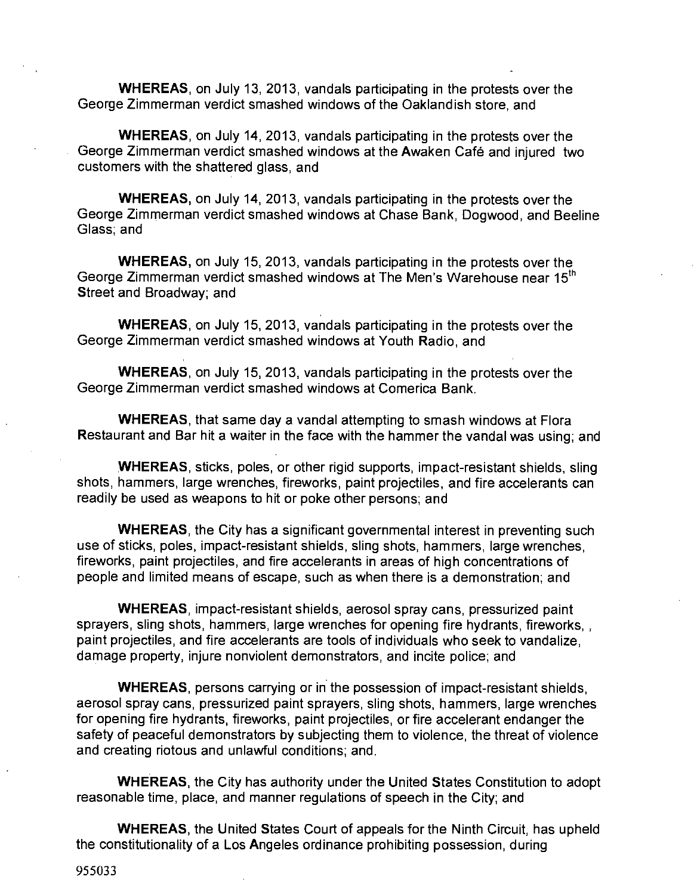**WHEREAS**, on July 13, 2013, vandals participating in the protests over the George Zimmerman verdict smashed windows of the Oaklandish store, and

**WHEREAS**, on July 14, 2013, vandals participating in the protests over the George Zimmerman verdict smashed windows at the Awaken Café and injured two customers with the shattered glass, and

**WHEREAS,** on July 14, 2013, vandals participating in the protests over the George Zimmerman verdict smashed windows at Chase Bank, Dogwood, and Beeline Glass; and

**WHEREAS,** on July 15, 2013, vandals participating in the protests over the George Zimmerman verdict smashed windows at The Men's Warehouse near 15th Street and Broadway; and

**WHEREAS**, on July 15, 2013, vandals participating in the protests over the George Zimmerman verdict smashed windows at Youth Radio, and

**WHEREAS**, on July 15, 2013, vandals participating in the protests over the George Zimmerman verdict smashed windows at Comerica Bank.

**WHEREAS**, that same day a vandal attempting to smash windows at Flora Restaurant and Bar hit a waiter in the face with the hammer the vandal was using; and

**WHEREAS**, sticks, poles, or other rigid supports, impact-resistant shields, sling shots, hammers, large wrenches, fireworks, paint projectiles, and fire accelerants can readily be used as weapons to hit or poke other persons; and

**WHEREAS**, the City has a significant governmental interest in preventing such use of sticks, poles, impact-resistant shields, sling shots, hammers, large wrenches, fireworks, paint projectiles, and fire accelerants in areas of high concentrations of people and limited means of escape, such as when there is a demonstration; and

**WHEREAS**, impact-resistant shields, aerosol spray cans, pressurized paint sprayers, sling shots, hammers, large wrenches for opening fire hydrants, fireworks, , paint projectiles, and fire accelerants are tools of individuals who seek to vandalize, damage property, injure nonviolent demonstrators, and incite police; and

**WHEREAS**, persons carrying or in the possession of impact-resistant shields, aerosol spray cans, pressurized paint sprayers, sling shots, hammers, large wrenches for opening fire hydrants, fireworks, paint projectiles, or fire accelerant endanger the safety of peaceful demonstrators by subjecting them to violence, the threat of violence and creating riotous and unlawful conditions; and.

**WHEREAS**, the City has authority under the United States Constitution to adopt reasonable time, place, and manner regulations of speech in the City; and

**WHEREAS**, the United States Court of appeals for the Ninth Circuit, has upheld the constitutionality of a Los Angeles ordinance prohibiting possession, during

955033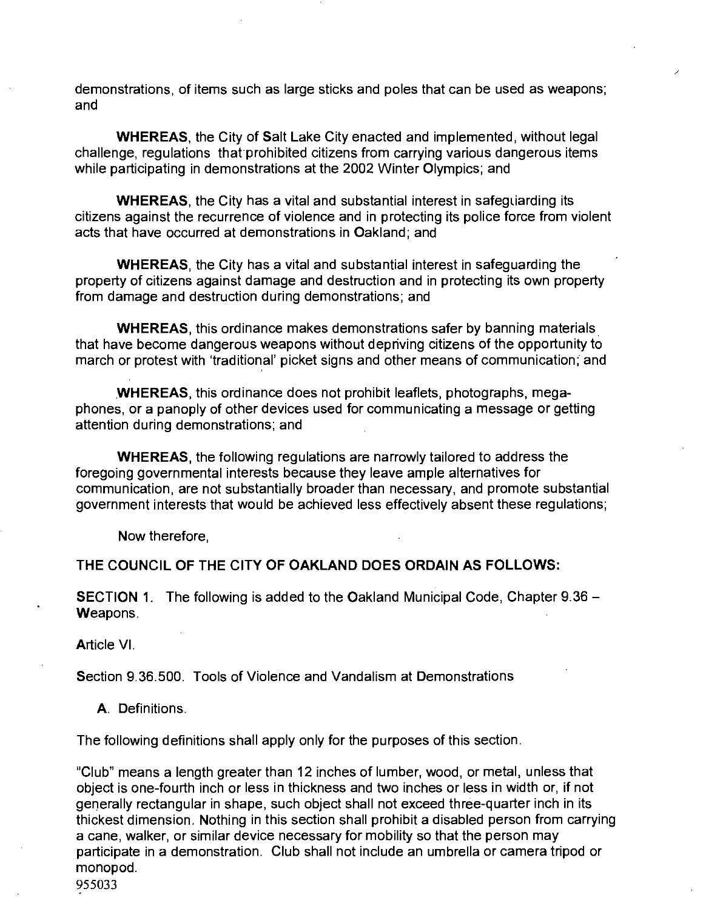demonstrations, of items such as large sticks and poles that can be used as weapons; and

**WHEREAS**, the City of Salt Lake City enacted and implemented, without legal challenge, regulations that prohibited citizens from carrying various dangerous items while participating in demonstrations at the 2002 Winter Olympics; and

**WHEREAS**, the City has a vital and substantial interest in safeguarding its citizens against the recurrence of violence and in protecting its police force from violent acts that have occurred at demonstrations in Oakland; and

**WHEREAS**, the City has a vital and substantial interest in safeguarding the property of citizens against damage and destruction and in protecting its own property from damage and destruction during demonstrations; and

**WHEREAS**, this ordinance makes demonstrations safer by banning materials that have become dangerous weapons without depriving citizens of the opportunity to march or protest with 'traditional' picket signs and other means of communication; and

**WHEREAS**, this ordinance does not prohibit leaflets, photographs, mega-phones, or a panoply of other devices used for communicating a message or getting attention during demonstrations; and

**WHEREAS**, the following regulations are narrowly tailored to address the foregoing governmental interests because they leave ample alternatives for communication, are not substantially broader than necessary, and promote substantial government interests that would be achieved less effectively absent these regulations;

Now therefore,

**THE COUNCIL OF THE CITY OF OAKLAND DOES ORDAIN AS FOLLOWS:**

**SECTION 1.** The following is added to the Oakland Municipal Code, Chapter 9.36 – Weapons.

Article VI.

Section 9.36.500. Tools of Violence and Vandalism at Demonstrations

A. Definitions.

The following definitions shall apply only for the purposes of this section.

"Club" means a length greater than 12 inches of lumber, wood, or metal, unless that object is one-fourth inch or less in thickness and two inches or less in width or, if not generally rectangular in shape, such object shall not exceed three-quarter inch in its thickest dimension. Nothing in this section shall prohibit a disabled person from carrying a cane, walker, or similar device necessary for mobility so that the person may participate in a demonstration. Club shall not include an umbrella or camera tripod or monopod.

955033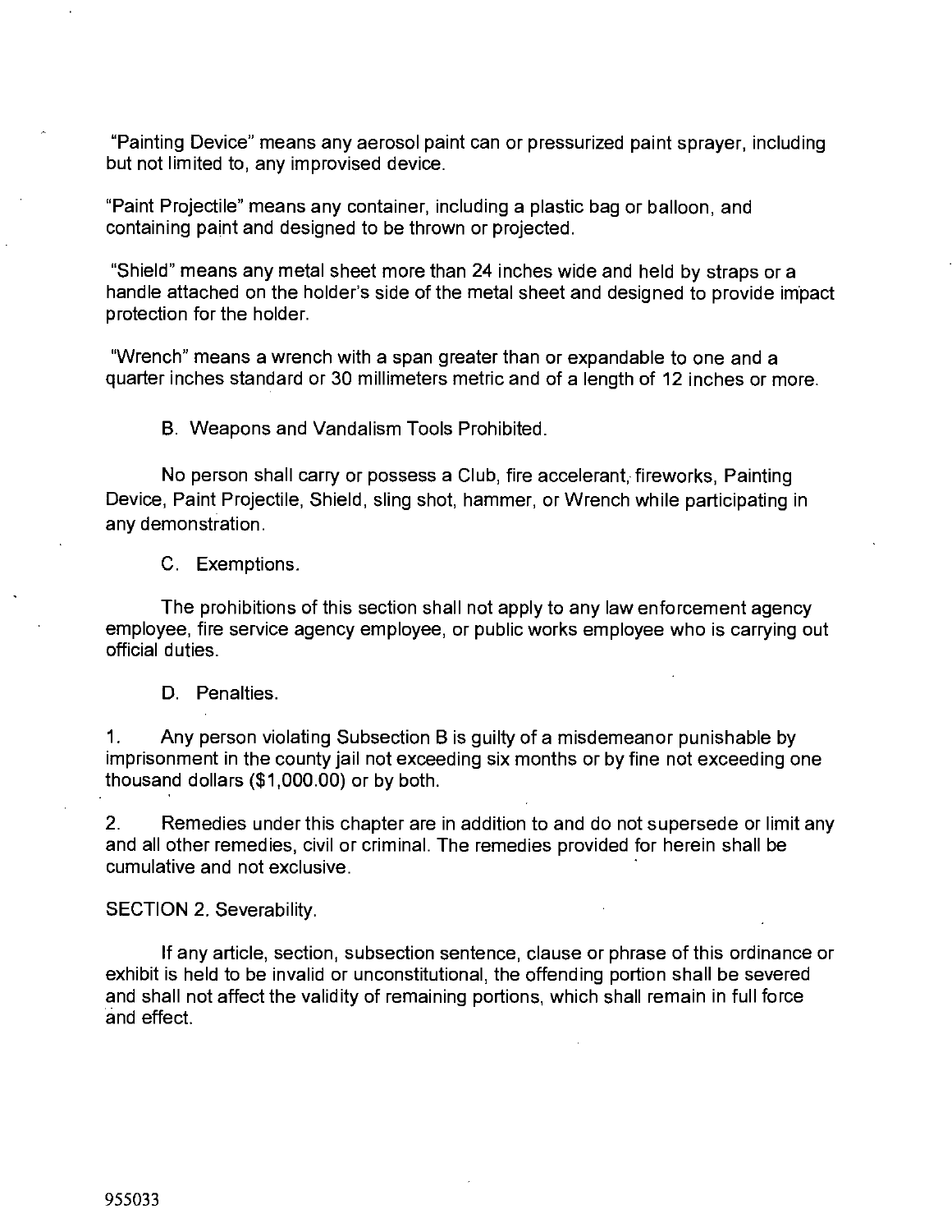"Painting Device" means any aerosol paint can or pressurized paint sprayer, including but not limited to, any improvised device.

"Paint Projectile" means any container, including a plastic bag or balloon, and containing paint and designed to be thrown or projected.

"Shield" means any metal sheet more than 24 inches wide and held by straps or a handle attached on the holder's side of the metal sheet and designed to provide impact protection for the holder.

"Wrench" means a wrench with a span greater than or expandable to one and a quarter inches standard or 30 millimeters metric and of a length of 12 inches or more.

B. Weapons and Vandalism Tools Prohibited.

No person shall carry or possess a Club, fire accelerant, fireworks, Painting Device, Paint Projectile, Shield, sling shot, hammer, or Wrench while participating in any demonstration.

C. Exemptions.

The prohibitions of this section shall not apply to any law enforcement agency employee, fire service agency employee, or public works employee who is carrying out official duties.

D. Penalties.

1. Any person violating Subsection B is guilty of a misdemeanor punishable by imprisonment in the county jail not exceeding six months or by fine not exceeding one thousand dollars ($1,000.00) or by both.

2. Remedies under this chapter are in addition to and do not supersede or limit any and all other remedies, civil or criminal. The remedies provided for herein shall be cumulative and not exclusive.

SECTION 2. Severability.

If any article, section, subsection sentence, clause or phrase of this ordinance or exhibit is held to be invalid or unconstitutional, the offending portion shall be severed and shall not affect the validity of remaining portions, which shall remain in full force and effect.

955033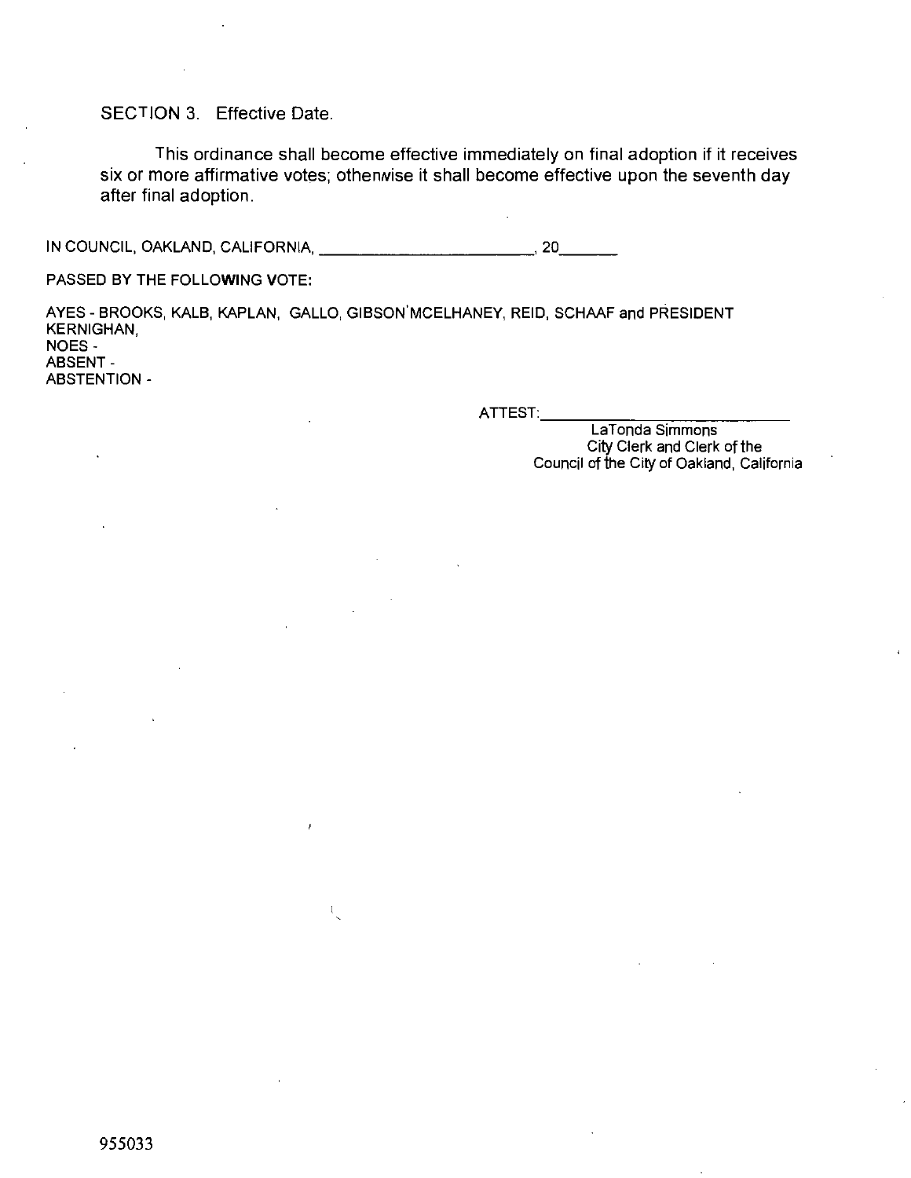SECTION 3. Effective Date.

This ordinance shall become effective immediately on final adoption if it receives six or more affirmative votes; otherwise it shall become effective upon the seventh day after final adoption.

IN COUNCIL, OAKLAND, CALIFORNIA, \_\_\_\_\_\_\_\_\_\_\_\_\_\_\_\_\_\_\_\_\_\_\_\_, 20\_\_\_\_\_\_

PASSED BY THE FOLLOWING VOTE:

AYES - BROOKS, KALB, KAPLAN, GALLO, GIBSON MCELHANEY, REID, SCHAAF and PRESIDENT KERNIGHAN,
NOES -
ABSENT -
ABSTENTION -

ATTEST: \_\_\_\_\_\_\_\_\_\_\_\_\_\_\_\_\_\_\_\_\_\_\_\_\_\_
LaTonda Simmons
City Clerk and Clerk of the
Council of the City of Oakland, California

955033